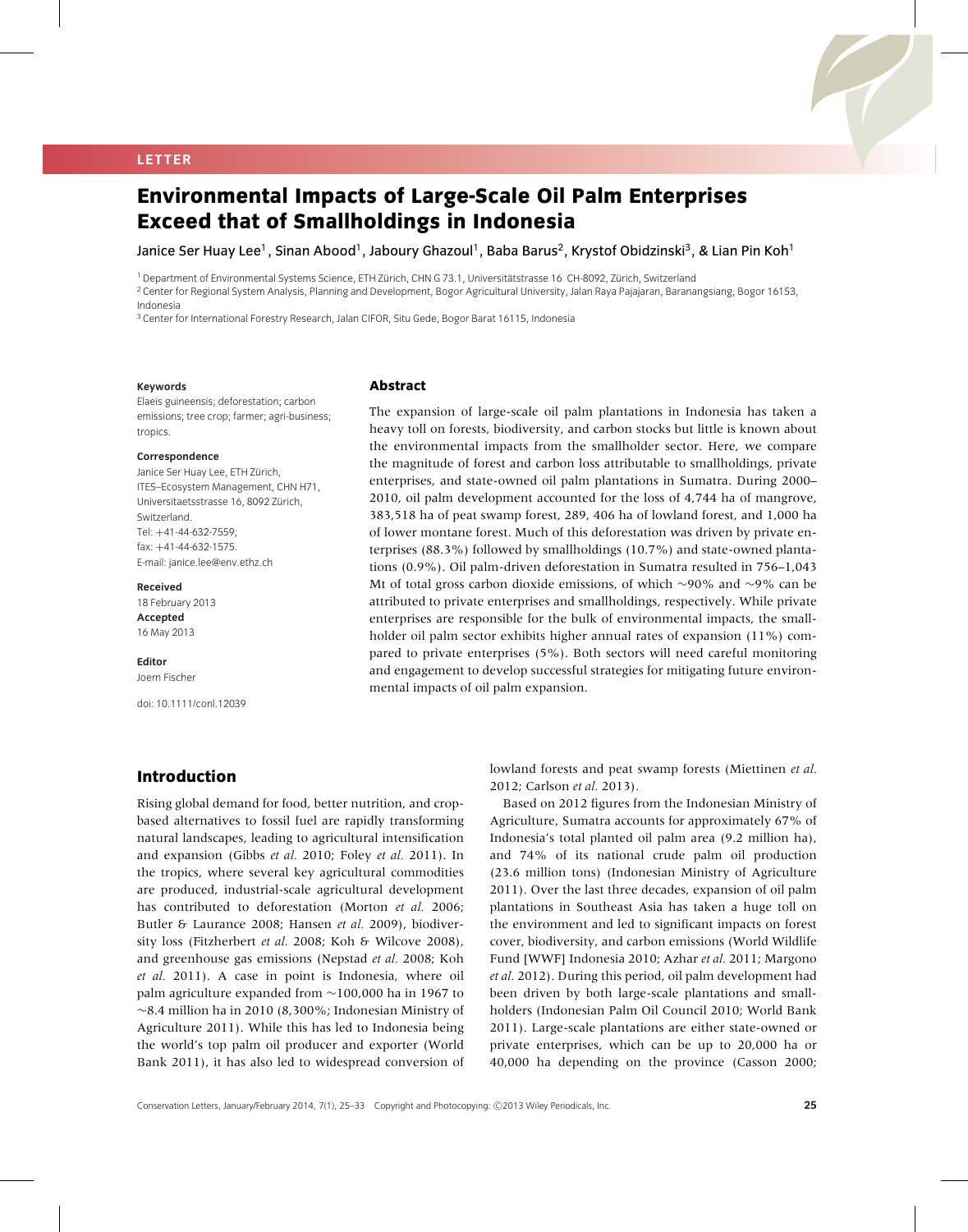LETTER

# Environmental Impacts of Large-Scale Oil Palm Enterprises Exceed that of Smallholdings in Indonesia

Janice Ser Huay Lee[1], Sinan Abood[1], Jaboury Ghazoul[1], Baba Barus[2], Krystof Obidzinski[3], & Lian Pin Koh[1]

[1] Department of Environmental Systems Science, ETH Zürich, CHN G 73.1, Universitätstrasse 16 CH-8092, Zürich, Switzerland

[2] Center for Regional System Analysis, Planning and Development, Bogor Agricultural University, Jalan Raya Pajajaran, Baranangsiang, Bogor 16153, Indonesia

[3] Center for International Forestry Research, Jalan CIFOR, Situ Gede, Bogor Barat 16115, Indonesia

**Keywords**

Elaeis guineensis; deforestation; carbon emissions; tree crop; farmer; agri-business; tropics.

**Correspondence**

Janice Ser Huay Lee, ETH Zürich, ITES–Ecosystem Management, CHN H71, Universitaetsstrasse 16, 8092 Zürich, Switzerland.
Tel: +41-44-632-7559;
fax: +41-44-632-1575.
E-mail: janice.lee@env.ethz.ch

**Received**
18 February 2013

**Accepted**
16 May 2013

**Editor**
Joern Fischer

doi: 10.1111/conl.12039

## Abstract

The expansion of large-scale oil palm plantations in Indonesia has taken a heavy toll on forests, biodiversity, and carbon stocks but little is known about the environmental impacts from the smallholder sector. Here, we compare the magnitude of forest and carbon loss attributable to smallholdings, private enterprises, and state-owned oil palm plantations in Sumatra. During 2000–2010, oil palm development accounted for the loss of 4,744 ha of mangrove, 383,518 ha of peat swamp forest, 289, 406 ha of lowland forest, and 1,000 ha of lower montane forest. Much of this deforestation was driven by private enterprises (88.3%) followed by smallholdings (10.7%) and state-owned plantations (0.9%). Oil palm-driven deforestation in Sumatra resulted in 756–1,043 Mt of total gross carbon dioxide emissions, of which ∼90% and ∼9% can be attributed to private enterprises and smallholdings, respectively. While private enterprises are responsible for the bulk of environmental impacts, the smallholder oil palm sector exhibits higher annual rates of expansion (11%) compared to private enterprises (5%). Both sectors will need careful monitoring and engagement to develop successful strategies for mitigating future environmental impacts of oil palm expansion.

## Introduction

Rising global demand for food, better nutrition, and crop-based alternatives to fossil fuel are rapidly transforming natural landscapes, leading to agricultural intensification and expansion (Gibbs *et al.* 2010; Foley *et al.* 2011). In the tropics, where several key agricultural commodities are produced, industrial-scale agricultural development has contributed to deforestation (Morton *et al.* 2006; Butler & Laurance 2008; Hansen *et al.* 2009), biodiversity loss (Fitzherbert *et al.* 2008; Koh & Wilcove 2008), and greenhouse gas emissions (Nepstad *et al.* 2008; Koh *et al.* 2011). A case in point is Indonesia, where oil palm agriculture expanded from ∼100,000 ha in 1967 to ∼8.4 million ha in 2010 (8,300%; Indonesian Ministry of Agriculture 2011). While this has led to Indonesia being the world's top palm oil producer and exporter (World Bank 2011), it has also led to widespread conversion of lowland forests and peat swamp forests (Miettinen *et al.* 2012; Carlson *et al.* 2013).

Based on 2012 figures from the Indonesian Ministry of Agriculture, Sumatra accounts for approximately 67% of Indonesia's total planted oil palm area (9.2 million ha), and 74% of its national crude palm oil production (23.6 million tons) (Indonesian Ministry of Agriculture 2011). Over the last three decades, expansion of oil palm plantations in Southeast Asia has taken a huge toll on the environment and led to significant impacts on forest cover, biodiversity, and carbon emissions (World Wildlife Fund [WWF] Indonesia 2010; Azhar *et al.* 2011; Margono *et al.* 2012). During this period, oil palm development had been driven by both large-scale plantations and smallholders (Indonesian Palm Oil Council 2010; World Bank 2011). Large-scale plantations are either state-owned or private enterprises, which can be up to 20,000 ha or 40,000 ha depending on the province (Casson 2000;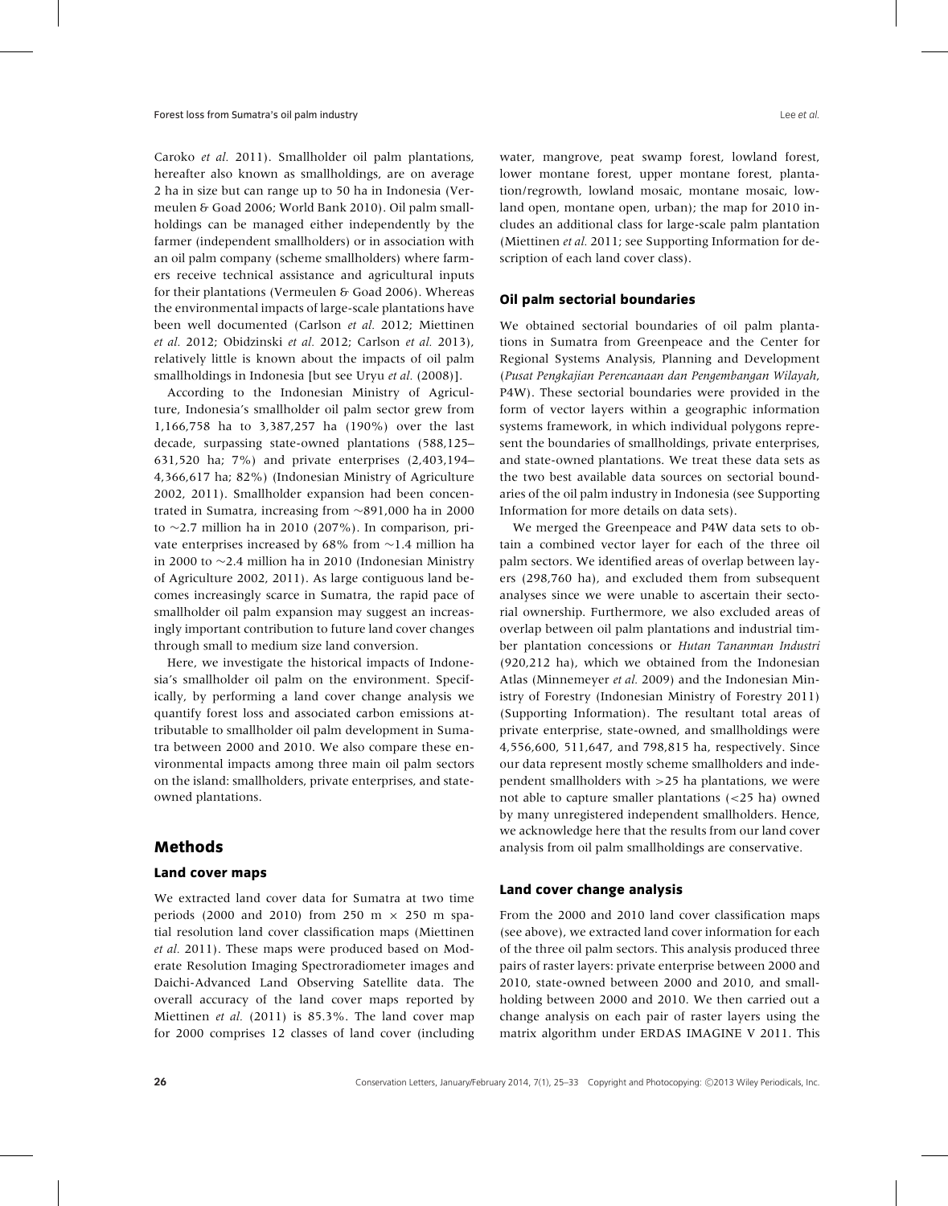Caroko *et al.* 2011). Smallholder oil palm plantations, hereafter also known as smallholdings, are on average 2 ha in size but can range up to 50 ha in Indonesia (Vermeulen & Goad 2006; World Bank 2010). Oil palm smallholdings can be managed either independently by the farmer (independent smallholders) or in association with an oil palm company (scheme smallholders) where farmers receive technical assistance and agricultural inputs for their plantations (Vermeulen & Goad 2006). Whereas the environmental impacts of large-scale plantations have been well documented (Carlson *et al.* 2012; Miettinen *et al.* 2012; Obidzinski *et al.* 2012; Carlson *et al.* 2013), relatively little is known about the impacts of oil palm smallholdings in Indonesia [but see Uryu *et al.* (2008)].

According to the Indonesian Ministry of Agriculture, Indonesia's smallholder oil palm sector grew from 1,166,758 ha to 3,387,257 ha (190%) over the last decade, surpassing state-owned plantations (588,125–631,520 ha; 7%) and private enterprises (2,403,194–4,366,617 ha; 82%) (Indonesian Ministry of Agriculture 2002, 2011). Smallholder expansion had been concentrated in Sumatra, increasing from ~891,000 ha in 2000 to ~2.7 million ha in 2010 (207%). In comparison, private enterprises increased by 68% from ~1.4 million ha in 2000 to ~2.4 million ha in 2010 (Indonesian Ministry of Agriculture 2002, 2011). As large contiguous land becomes increasingly scarce in Sumatra, the rapid pace of smallholder oil palm expansion may suggest an increasingly important contribution to future land cover changes through small to medium size land conversion.

Here, we investigate the historical impacts of Indonesia's smallholder oil palm on the environment. Specifically, by performing a land cover change analysis we quantify forest loss and associated carbon emissions attributable to smallholder oil palm development in Sumatra between 2000 and 2010. We also compare these environmental impacts among three main oil palm sectors on the island: smallholders, private enterprises, and state-owned plantations.

## Methods

### Land cover maps

We extracted land cover data for Sumatra at two time periods (2000 and 2010) from 250 m × 250 m spatial resolution land cover classification maps (Miettinen *et al.* 2011). These maps were produced based on Moderate Resolution Imaging Spectroradiometer images and Daichi-Advanced Land Observing Satellite data. The overall accuracy of the land cover maps reported by Miettinen *et al.* (2011) is 85.3%. The land cover map for 2000 comprises 12 classes of land cover (including water, mangrove, peat swamp forest, lowland forest, lower montane forest, upper montane forest, plantation/regrowth, lowland mosaic, montane mosaic, lowland open, montane open, urban); the map for 2010 includes an additional class for large-scale palm plantation (Miettinen *et al.* 2011; see Supporting Information for description of each land cover class).

### Oil palm sectorial boundaries

We obtained sectorial boundaries of oil palm plantations in Sumatra from Greenpeace and the Center for Regional Systems Analysis, Planning and Development (*Pusat Pengkajian Perencanaan dan Pengembangan Wilayah*, P4W). These sectorial boundaries were provided in the form of vector layers within a geographic information systems framework, in which individual polygons represent the boundaries of smallholdings, private enterprises, and state-owned plantations. We treat these data sets as the two best available data sources on sectorial boundaries of the oil palm industry in Indonesia (see Supporting Information for more details on data sets).

We merged the Greenpeace and P4W data sets to obtain a combined vector layer for each of the three oil palm sectors. We identified areas of overlap between layers (298,760 ha), and excluded them from subsequent analyses since we were unable to ascertain their sectorial ownership. Furthermore, we also excluded areas of overlap between oil palm plantations and industrial timber plantation concessions or *Hutan Tananman Industri* (920,212 ha), which we obtained from the Indonesian Atlas (Minnemeyer *et al.* 2009) and the Indonesian Ministry of Forestry (Indonesian Ministry of Forestry 2011) (Supporting Information). The resultant total areas of private enterprise, state-owned, and smallholdings were 4,556,600, 511,647, and 798,815 ha, respectively. Since our data represent mostly scheme smallholders and independent smallholders with >25 ha plantations, we were not able to capture smaller plantations (<25 ha) owned by many unregistered independent smallholders. Hence, we acknowledge here that the results from our land cover analysis from oil palm smallholdings are conservative.

### Land cover change analysis

From the 2000 and 2010 land cover classification maps (see above), we extracted land cover information for each of the three oil palm sectors. This analysis produced three pairs of raster layers: private enterprise between 2000 and 2010, state-owned between 2000 and 2010, and smallholding between 2000 and 2010. We then carried out a change analysis on each pair of raster layers using the matrix algorithm under ERDAS IMAGINE V 2011. This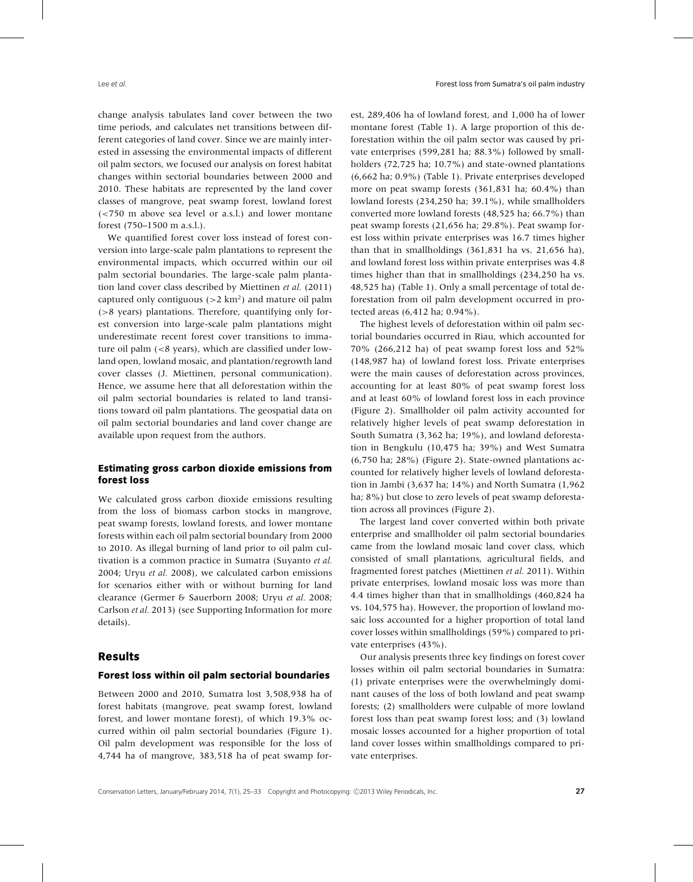change analysis tabulates land cover between the two time periods, and calculates net transitions between different categories of land cover. Since we are mainly interested in assessing the environmental impacts of different oil palm sectors, we focused our analysis on forest habitat changes within sectorial boundaries between 2000 and 2010. These habitats are represented by the land cover classes of mangrove, peat swamp forest, lowland forest (<750 m above sea level or a.s.l.) and lower montane forest (750–1500 m a.s.l.).

We quantified forest cover loss instead of forest conversion into large-scale palm plantations to represent the environmental impacts, which occurred within our oil palm sectorial boundaries. The large-scale palm plantation land cover class described by Miettinen *et al.* (2011) captured only contiguous (>2 km$^2$) and mature oil palm (>8 years) plantations. Therefore, quantifying only forest conversion into large-scale palm plantations might underestimate recent forest cover transitions to immature oil palm (<8 years), which are classified under lowland open, lowland mosaic, and plantation/regrowth land cover classes (J. Miettinen, personal communication). Hence, we assume here that all deforestation within the oil palm sectorial boundaries is related to land transitions toward oil palm plantations. The geospatial data on oil palm sectorial boundaries and land cover change are available upon request from the authors.

### Estimating gross carbon dioxide emissions from forest loss

We calculated gross carbon dioxide emissions resulting from the loss of biomass carbon stocks in mangrove, peat swamp forests, lowland forests, and lower montane forests within each oil palm sectorial boundary from 2000 to 2010. As illegal burning of land prior to oil palm cultivation is a common practice in Sumatra (Suyanto *et al.* 2004; Uryu *et al.* 2008), we calculated carbon emissions for scenarios either with or without burning for land clearance (Germer & Sauerborn 2008; Uryu *et al.* 2008; Carlson *et al.* 2013) (see Supporting Information for more details).

## Results

### Forest loss within oil palm sectorial boundaries

Between 2000 and 2010, Sumatra lost 3,508,938 ha of forest habitats (mangrove, peat swamp forest, lowland forest, and lower montane forest), of which 19.3% occurred within oil palm sectorial boundaries (Figure 1). Oil palm development was responsible for the loss of 4,744 ha of mangrove, 383,518 ha of peat swamp forest, 289,406 ha of lowland forest, and 1,000 ha of lower montane forest (Table 1). A large proportion of this deforestation within the oil palm sector was caused by private enterprises (599,281 ha; 88.3%) followed by smallholders (72,725 ha; 10.7%) and state-owned plantations (6,662 ha; 0.9%) (Table 1). Private enterprises developed more on peat swamp forests (361,831 ha; 60.4%) than lowland forests (234,250 ha; 39.1%), while smallholders converted more lowland forests (48,525 ha; 66.7%) than peat swamp forests (21,656 ha; 29.8%). Peat swamp forest loss within private enterprises was 16.7 times higher than that in smallholdings (361,831 ha vs. 21,656 ha), and lowland forest loss within private enterprises was 4.8 times higher than that in smallholdings (234,250 ha vs. 48,525 ha) (Table 1). Only a small percentage of total deforestation from oil palm development occurred in protected areas (6,412 ha; 0.94%).

The highest levels of deforestation within oil palm sectorial boundaries occurred in Riau, which accounted for 70% (266,212 ha) of peat swamp forest loss and 52% (148,987 ha) of lowland forest loss. Private enterprises were the main causes of deforestation across provinces, accounting for at least 80% of peat swamp forest loss and at least 60% of lowland forest loss in each province (Figure 2). Smallholder oil palm activity accounted for relatively higher levels of peat swamp deforestation in South Sumatra (3,362 ha; 19%), and lowland deforestation in Bengkulu (10,475 ha; 39%) and West Sumatra (6,750 ha; 28%) (Figure 2). State-owned plantations accounted for relatively higher levels of lowland deforestation in Jambi (3,637 ha; 14%) and North Sumatra (1,962 ha; 8%) but close to zero levels of peat swamp deforestation across all provinces (Figure 2).

The largest land cover converted within both private enterprise and smallholder oil palm sectorial boundaries came from the lowland mosaic land cover class, which consisted of small plantations, agricultural fields, and fragmented forest patches (Miettinen *et al.* 2011). Within private enterprises, lowland mosaic loss was more than 4.4 times higher than that in smallholdings (460,824 ha vs. 104,575 ha). However, the proportion of lowland mosaic loss accounted for a higher proportion of total land cover losses within smallholdings (59%) compared to private enterprises (43%).

Our analysis presents three key findings on forest cover losses within oil palm sectorial boundaries in Sumatra: (1) private enterprises were the overwhelmingly dominant causes of the loss of both lowland and peat swamp forests; (2) smallholders were culpable of more lowland forest loss than peat swamp forest loss; and (3) lowland mosaic losses accounted for a higher proportion of total land cover losses within smallholdings compared to private enterprises.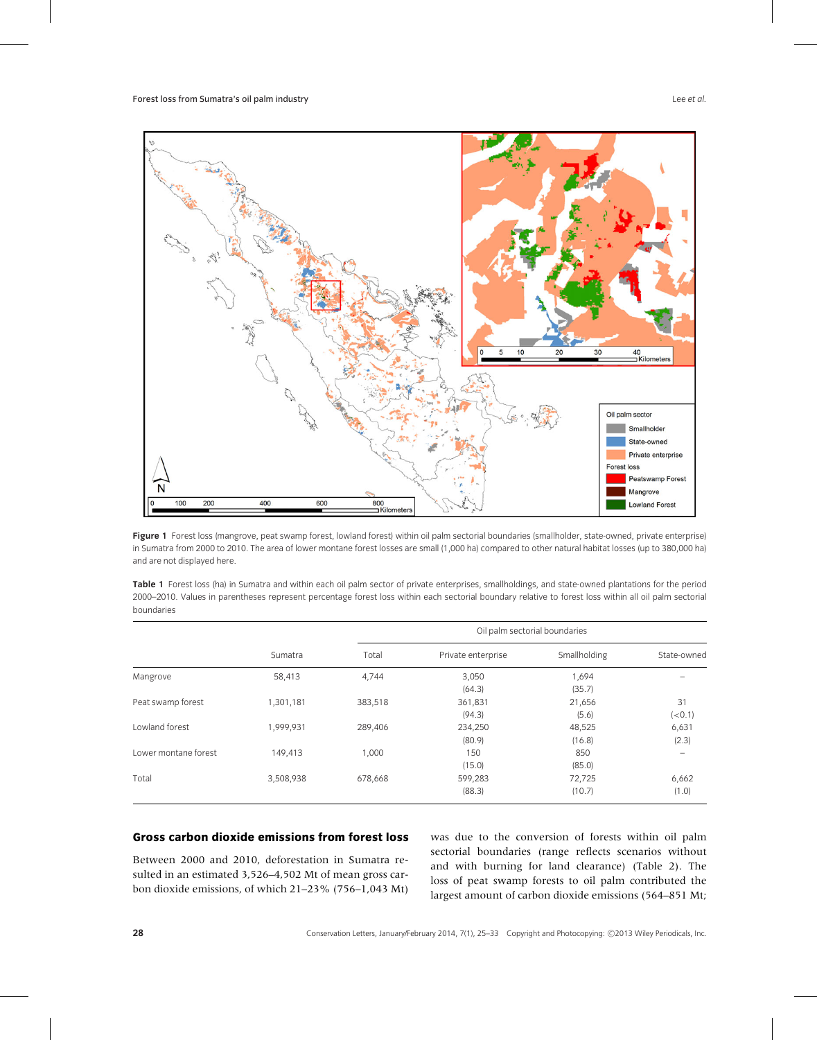Figure 1 Forest loss (mangrove, peat swamp forest, lowland forest) within oil palm sectorial boundaries (smallholder, state-owned, private enterprise) in Sumatra from 2000 to 2010. The area of lower montane forest losses are small (1,000 ha) compared to other natural habitat losses (up to 380,000 ha) and are not displayed here.

Table 1 Forest loss (ha) in Sumatra and within each oil palm sector of private enterprises, smallholdings, and state-owned plantations for the period 2000–2010. Values in parentheses represent percentage forest loss within each sectorial boundary relative to forest loss within all oil palm sectorial boundaries

| | | Oil palm sectorial boundaries | | | |
|---|---|---|---|---|---|
| | Sumatra | Total | Private enterprise | Smallholding | State-owned |
| Mangrove | 58,413 | 4,744 | 3,050 (64.3) | 1,694 (35.7) | – |
| Peat swamp forest | 1,301,181 | 383,518 | 361,831 (94.3) | 21,656 (5.6) | 31 (<0.1) |
| Lowland forest | 1,999,931 | 289,406 | 234,250 (80.9) | 48,525 (16.8) | 6,631 (2.3) |
| Lower montane forest | 149,413 | 1,000 | 150 (15.0) | 850 (85.0) | – |
| Total | 3,508,938 | 678,668 | 599,283 (88.3) | 72,725 (10.7) | 6,662 (1.0) |

## Gross carbon dioxide emissions from forest loss

Between 2000 and 2010, deforestation in Sumatra resulted in an estimated 3,526–4,502 Mt of mean gross carbon dioxide emissions, of which 21–23% (756–1,043 Mt) was due to the conversion of forests within oil palm sectorial boundaries (range reflects scenarios without and with burning for land clearance) (Table 2). The loss of peat swamp forests to oil palm contributed the largest amount of carbon dioxide emissions (564–851 Mt;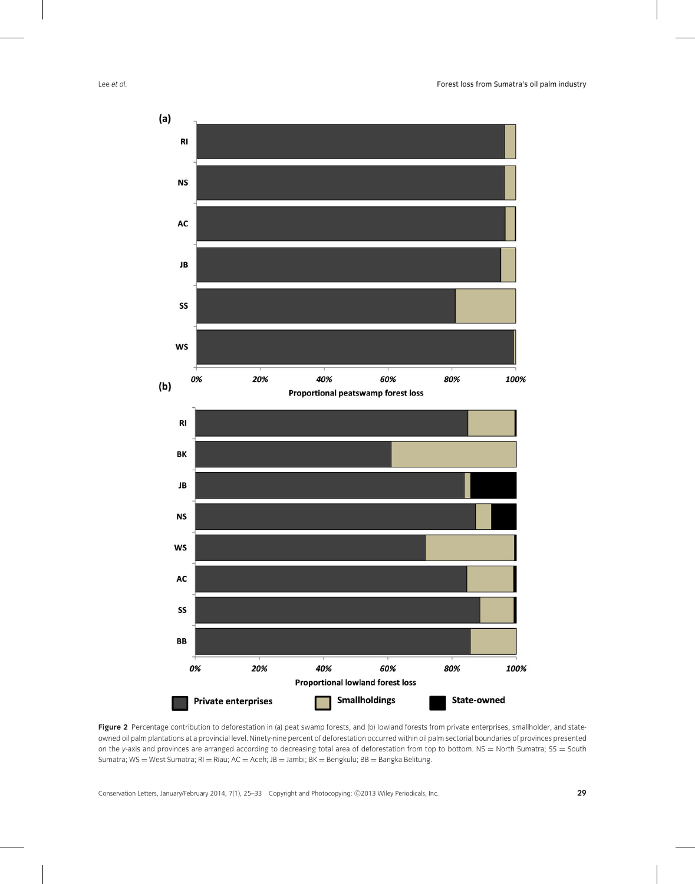Figure 2 Percentage contribution to deforestation in (a) peat swamp forests, and (b) lowland forests from private enterprises, smallholder, and state-owned oil palm plantations at a provincial level. Ninety-nine percent of deforestation occurred within oil palm sectorial boundaries of provinces presented on the *y*-axis and provinces are arranged according to decreasing total area of deforestation from top to bottom. NS = North Sumatra; SS = South Sumatra; WS = West Sumatra; RI = Riau; AC = Aceh; JB = Jambi; BK = Bengkulu; BB = Bangka Belitung.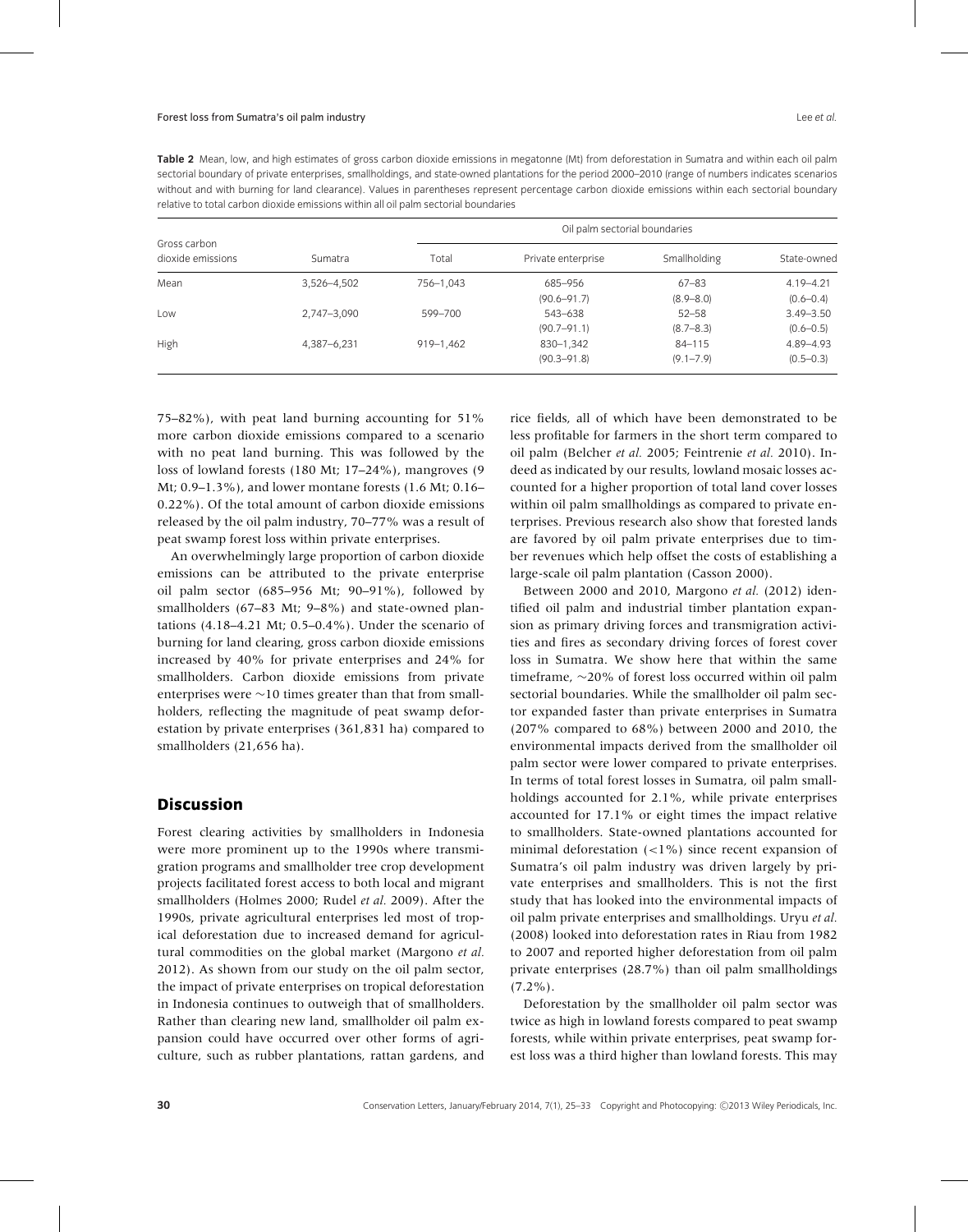**Table 2** Mean, low, and high estimates of gross carbon dioxide emissions in megatonne (Mt) from deforestation in Sumatra and within each oil palm sectorial boundary of private enterprises, smallholdings, and state-owned plantations for the period 2000–2010 (range of numbers indicates scenarios without and with burning for land clearance). Values in parentheses represent percentage carbon dioxide emissions within each sectorial boundary relative to total carbon dioxide emissions within all oil palm sectorial boundaries

| Gross carbon dioxide emissions | Sumatra | Oil palm sectorial boundaries | | | |
|---|---|---|---|---|---|
| | | Total | Private enterprise | Smallholding | State-owned |
| Mean | 3,526–4,502 | 756–1,043 | 685–956 (90.6–91.7) | 67–83 (8.9–8.0) | 4.19–4.21 (0.6–0.4) |
| Low | 2,747–3,090 | 599–700 | 543–638 (90.7–91.1) | 52–58 (8.7–8.3) | 3.49–3.50 (0.6–0.5) |
| High | 4,387–6,231 | 919–1,462 | 830–1,342 (90.3–91.8) | 84–115 (9.1–7.9) | 4.89–4.93 (0.5–0.3) |

75–82%), with peat land burning accounting for 51% more carbon dioxide emissions compared to a scenario with no peat land burning. This was followed by the loss of lowland forests (180 Mt; 17–24%), mangroves (9 Mt; 0.9–1.3%), and lower montane forests (1.6 Mt; 0.16–0.22%). Of the total amount of carbon dioxide emissions released by the oil palm industry, 70–77% was a result of peat swamp forest loss within private enterprises.

An overwhelmingly large proportion of carbon dioxide emissions can be attributed to the private enterprise oil palm sector (685–956 Mt; 90–91%), followed by smallholders (67–83 Mt; 9–8%) and state-owned plantations (4.18–4.21 Mt; 0.5–0.4%). Under the scenario of burning for land clearing, gross carbon dioxide emissions increased by 40% for private enterprises and 24% for smallholders. Carbon dioxide emissions from private enterprises were ~10 times greater than that from smallholders, reflecting the magnitude of peat swamp deforestation by private enterprises (361,831 ha) compared to smallholders (21,656 ha).

## Discussion

Forest clearing activities by smallholders in Indonesia were more prominent up to the 1990s where transmigration programs and smallholder tree crop development projects facilitated forest access to both local and migrant smallholders (Holmes 2000; Rudel *et al.* 2009). After the 1990s, private agricultural enterprises led most of tropical deforestation due to increased demand for agricultural commodities on the global market (Margono *et al.* 2012). As shown from our study on the oil palm sector, the impact of private enterprises on tropical deforestation in Indonesia continues to outweigh that of smallholders. Rather than clearing new land, smallholder oil palm expansion could have occurred over other forms of agriculture, such as rubber plantations, rattan gardens, and rice fields, all of which have been demonstrated to be less profitable for farmers in the short term compared to oil palm (Belcher *et al.* 2005; Feintrenie *et al.* 2010). Indeed as indicated by our results, lowland mosaic losses accounted for a higher proportion of total land cover losses within oil palm smallholdings as compared to private enterprises. Previous research also show that forested lands are favored by oil palm private enterprises due to timber revenues which help offset the costs of establishing a large-scale oil palm plantation (Casson 2000).

Between 2000 and 2010, Margono *et al.* (2012) identified oil palm and industrial timber plantation expansion as primary driving forces and transmigration activities and fires as secondary driving forces of forest cover loss in Sumatra. We show here that within the same timeframe, ~20% of forest loss occurred within oil palm sectorial boundaries. While the smallholder oil palm sector expanded faster than private enterprises in Sumatra (207% compared to 68%) between 2000 and 2010, the environmental impacts derived from the smallholder oil palm sector were lower compared to private enterprises. In terms of total forest losses in Sumatra, oil palm smallholdings accounted for 2.1%, while private enterprises accounted for 17.1% or eight times the impact relative to smallholders. State-owned plantations accounted for minimal deforestation (<1%) since recent expansion of Sumatra's oil palm industry was driven largely by private enterprises and smallholders. This is not the first study that has looked into the environmental impacts of oil palm private enterprises and smallholdings. Uryu *et al.* (2008) looked into deforestation rates in Riau from 1982 to 2007 and reported higher deforestation from oil palm private enterprises (28.7%) than oil palm smallholdings (7.2%).

Deforestation by the smallholder oil palm sector was twice as high in lowland forests compared to peat swamp forests, while within private enterprises, peat swamp forest loss was a third higher than lowland forests. This may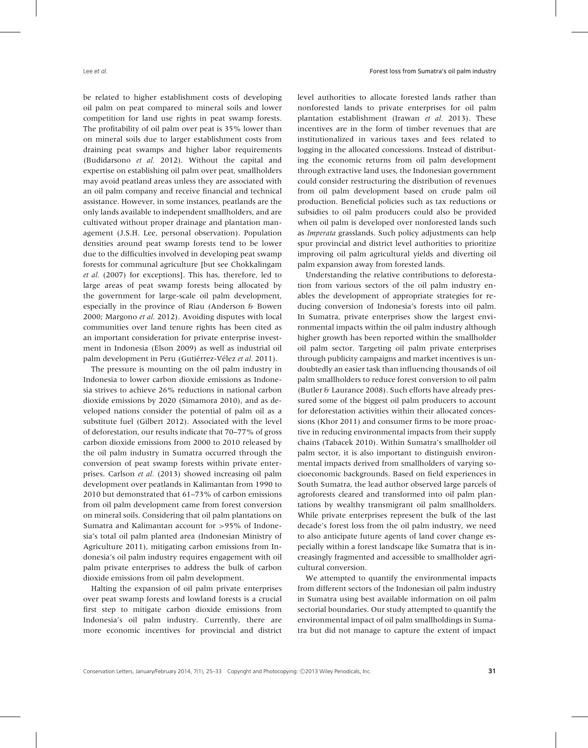be related to higher establishment costs of developing oil palm on peat compared to mineral soils and lower competition for land use rights in peat swamp forests. The profitability of oil palm over peat is 35% lower than on mineral soils due to larger establishment costs from draining peat swamps and higher labor requirements (Budidarsono *et al.* 2012). Without the capital and expertise on establishing oil palm over peat, smallholders may avoid peatland areas unless they are associated with an oil palm company and receive financial and technical assistance. However, in some instances, peatlands are the only lands available to independent smallholders, and are cultivated without proper drainage and plantation management (J.S.H. Lee, personal observation). Population densities around peat swamp forests tend to be lower due to the difficulties involved in developing peat swamp forests for communal agriculture [but see Chokkalingam *et al.* (2007) for exceptions]. This has, therefore, led to large areas of peat swamp forests being allocated by the government for large-scale oil palm development, especially in the province of Riau (Anderson & Bowen 2000; Margono *et al.* 2012). Avoiding disputes with local communities over land tenure rights has been cited as an important consideration for private enterprise investment in Indonesia (Elson 2009) as well as industrial oil palm development in Peru (Gutiérrez-Vélez *et al.* 2011).

The pressure is mounting on the oil palm industry in Indonesia to lower carbon dioxide emissions as Indonesia strives to achieve 26% reductions in national carbon dioxide emissions by 2020 (Simamora 2010), and as developed nations consider the potential of palm oil as a substitute fuel (Gilbert 2012). Associated with the level of deforestation, our results indicate that 70–77% of gross carbon dioxide emissions from 2000 to 2010 released by the oil palm industry in Sumatra occurred through the conversion of peat swamp forests within private enterprises. Carlson *et al.* (2013) showed increasing oil palm development over peatlands in Kalimantan from 1990 to 2010 but demonstrated that 61–73% of carbon emissions from oil palm development came from forest conversion on mineral soils. Considering that oil palm plantations on Sumatra and Kalimantan account for >95% of Indonesia's total oil palm planted area (Indonesian Ministry of Agriculture 2011), mitigating carbon emissions from Indonesia's oil palm industry requires engagement with oil palm private enterprises to address the bulk of carbon dioxide emissions from oil palm development.

Halting the expansion of oil palm private enterprises over peat swamp forests and lowland forests is a crucial first step to mitigate carbon dioxide emissions from Indonesia's oil palm industry. Currently, there are more economic incentives for provincial and district level authorities to allocate forested lands rather than nonforested lands to private enterprises for oil palm plantation establishment (Irawan *et al.* 2013). These incentives are in the form of timber revenues that are institutionalized in various taxes and fees related to logging in the allocated concessions. Instead of distributing the economic returns from oil palm development through extractive land uses, the Indonesian government could consider restructuring the distribution of revenues from oil palm development based on crude palm oil production. Beneficial policies such as tax reductions or subsidies to oil palm producers could also be provided when oil palm is developed over nonforested lands such as *Imperata* grasslands. Such policy adjustments can help spur provincial and district level authorities to prioritize improving oil palm agricultural yields and diverting oil palm expansion away from forested lands.

Understanding the relative contributions to deforestation from various sectors of the oil palm industry enables the development of appropriate strategies for reducing conversion of Indonesia's forests into oil palm. In Sumatra, private enterprises show the largest environmental impacts within the oil palm industry although higher growth has been reported within the smallholder oil palm sector. Targeting oil palm private enterprises through publicity campaigns and market incentives is undoubtedly an easier task than influencing thousands of oil palm smallholders to reduce forest conversion to oil palm (Butler & Laurance 2008). Such efforts have already pressured some of the biggest oil palm producers to account for deforestation activities within their allocated concessions (Khor 2011) and consumer firms to be more proactive in reducing environmental impacts from their supply chains (Tabacek 2010). Within Sumatra's smallholder oil palm sector, it is also important to distinguish environmental impacts derived from smallholders of varying socioeconomic backgrounds. Based on field experiences in South Sumatra, the lead author observed large parcels of agroforests cleared and transformed into oil palm plantations by wealthy transmigrant oil palm smallholders. While private enterprises represent the bulk of the last decade's forest loss from the oil palm industry, we need to also anticipate future agents of land cover change especially within a forest landscape like Sumatra that is increasingly fragmented and accessible to smallholder agricultural conversion.

We attempted to quantify the environmental impacts from different sectors of the Indonesian oil palm industry in Sumatra using best available information on oil palm sectorial boundaries. Our study attempted to quantify the environmental impact of oil palm smallholdings in Sumatra but did not manage to capture the extent of impact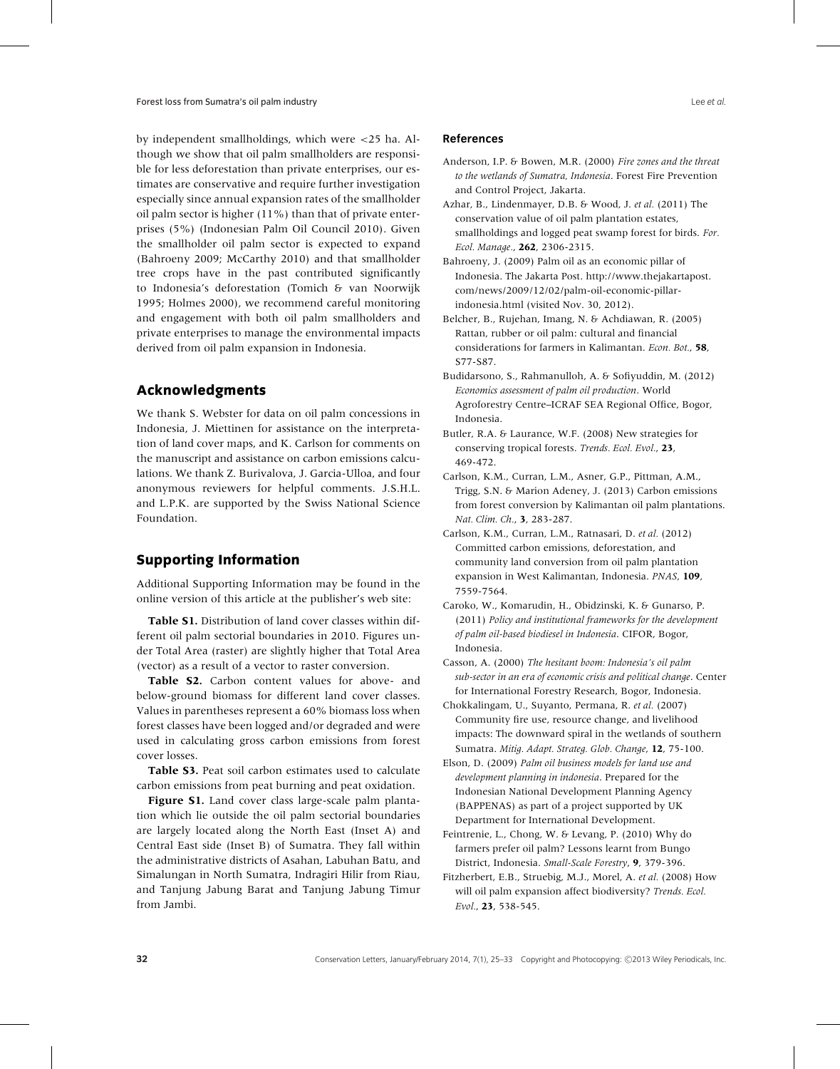by independent smallholdings, which were <25 ha. Although we show that oil palm smallholders are responsible for less deforestation than private enterprises, our estimates are conservative and require further investigation especially since annual expansion rates of the smallholder oil palm sector is higher (11%) than that of private enterprises (5%) (Indonesian Palm Oil Council 2010). Given the smallholder oil palm sector is expected to expand (Bahroeny 2009; McCarthy 2010) and that smallholder tree crops have in the past contributed significantly to Indonesia's deforestation (Tomich & van Noorwijk 1995; Holmes 2000), we recommend careful monitoring and engagement with both oil palm smallholders and private enterprises to manage the environmental impacts derived from oil palm expansion in Indonesia.

## Acknowledgments

We thank S. Webster for data on oil palm concessions in Indonesia, J. Miettinen for assistance on the interpretation of land cover maps, and K. Carlson for comments on the manuscript and assistance on carbon emissions calculations. We thank Z. Burivalova, J. Garcia-Ulloa, and four anonymous reviewers for helpful comments. J.S.H.L. and L.P.K. are supported by the Swiss National Science Foundation.

## Supporting Information

Additional Supporting Information may be found in the online version of this article at the publisher's web site:

**Table S1.** Distribution of land cover classes within different oil palm sectorial boundaries in 2010. Figures under Total Area (raster) are slightly higher that Total Area (vector) as a result of a vector to raster conversion.

**Table S2.** Carbon content values for above- and below-ground biomass for different land cover classes. Values in parentheses represent a 60% biomass loss when forest classes have been logged and/or degraded and were used in calculating gross carbon emissions from forest cover losses.

**Table S3.** Peat soil carbon estimates used to calculate carbon emissions from peat burning and peat oxidation.

**Figure S1.** Land cover class large-scale palm plantation which lie outside the oil palm sectorial boundaries are largely located along the North East (Inset A) and Central East side (Inset B) of Sumatra. They fall within the administrative districts of Asahan, Labuhan Batu, and Simalungan in North Sumatra, Indragiri Hilir from Riau, and Tanjung Jabung Barat and Tanjung Jabung Timur from Jambi.

## References

Anderson, I.P. & Bowen, M.R. (2000) *Fire zones and the threat to the wetlands of Sumatra, Indonesia*. Forest Fire Prevention and Control Project, Jakarta.

Azhar, B., Lindenmayer, D.B. & Wood, J. *et al.* (2011) The conservation value of oil palm plantation estates, smallholdings and logged peat swamp forest for birds. *For. Ecol. Manage.*, **262**, 2306-2315.

Bahroeny, J. (2009) Palm oil as an economic pillar of Indonesia. The Jakarta Post. http://www.thejakartapost.com/news/2009/12/02/palm-oil-economic-pillar-indonesia.html (visited Nov. 30, 2012).

Belcher, B., Rujehan, Imang, N. & Achdiawan, R. (2005) Rattan, rubber or oil palm: cultural and financial considerations for farmers in Kalimantan. *Econ. Bot.*, **58**, S77-S87.

Budidarsono, S., Rahmanulloh, A. & Sofiyuddin, M. (2012) *Economics assessment of palm oil production*. World Agroforestry Centre–ICRAF SEA Regional Office, Bogor, Indonesia.

Butler, R.A. & Laurance, W.F. (2008) New strategies for conserving tropical forests. *Trends. Ecol. Evol.*, **23**, 469-472.

Carlson, K.M., Curran, L.M., Asner, G.P., Pittman, A.M., Trigg, S.N. & Marion Adeney, J. (2013) Carbon emissions from forest conversion by Kalimantan oil palm plantations. *Nat. Clim. Ch.*, **3**, 283-287.

Carlson, K.M., Curran, L.M., Ratnasari, D. *et al.* (2012) Committed carbon emissions, deforestation, and community land conversion from oil palm plantation expansion in West Kalimantan, Indonesia. *PNAS*, **109**, 7559-7564.

Caroko, W., Komarudin, H., Obidzinski, K. & Gunarso, P. (2011) *Policy and institutional frameworks for the development of palm oil-based biodiesel in Indonesia*. CIFOR, Bogor, Indonesia.

Casson, A. (2000) *The hesitant boom: Indonesia's oil palm sub-sector in an era of economic crisis and political change*. Center for International Forestry Research, Bogor, Indonesia.

Chokkalingam, U., Suyanto, Permana, R. *et al.* (2007) Community fire use, resource change, and livelihood impacts: The downward spiral in the wetlands of southern Sumatra. *Mitig. Adapt. Strateg. Glob. Change*, **12**, 75-100.

Elson, D. (2009) *Palm oil business models for land use and development planning in indonesia*. Prepared for the Indonesian National Development Planning Agency (BAPPENAS) as part of a project supported by UK Department for International Development.

Feintrenie, L., Chong, W. & Levang, P. (2010) Why do farmers prefer oil palm? Lessons learnt from Bungo District, Indonesia. *Small-Scale Forestry*, **9**, 379-396.

Fitzherbert, E.B., Struebig, M.J., Morel, A. *et al.* (2008) How will oil palm expansion affect biodiversity? *Trends. Ecol. Evol.*, **23**, 538-545.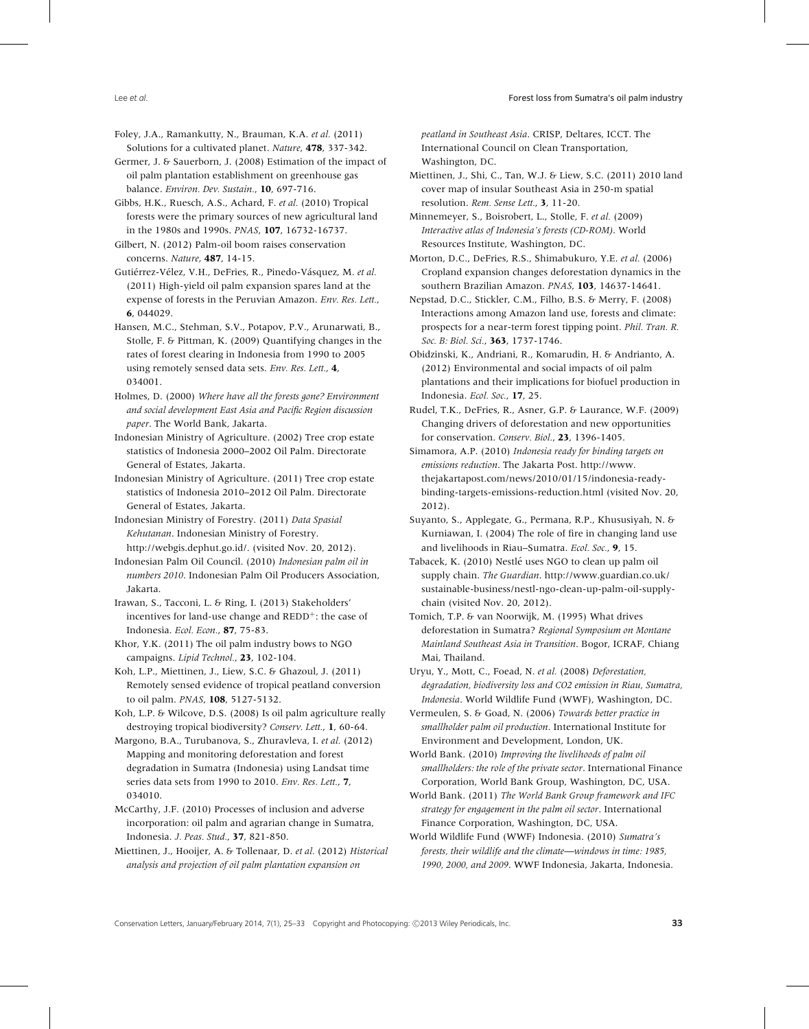Foley, J.A., Ramankutty, N., Brauman, K.A. *et al.* (2011) Solutions for a cultivated planet. *Nature*, **478**, 337-342.

Germer, J. & Sauerborn, J. (2008) Estimation of the impact of oil palm plantation establishment on greenhouse gas balance. *Environ. Dev. Sustain.*, **10**, 697-716.

Gibbs, H.K., Ruesch, A.S., Achard, F. *et al.* (2010) Tropical forests were the primary sources of new agricultural land in the 1980s and 1990s. *PNAS*, **107**, 16732-16737.

Gilbert, N. (2012) Palm-oil boom raises conservation concerns. *Nature*, **487**, 14-15.

Gutiérrez-Vélez, V.H., DeFries, R., Pinedo-Vásquez, M. *et al.* (2011) High-yield oil palm expansion spares land at the expense of forests in the Peruvian Amazon. *Env. Res. Lett.*, **6**, 044029.

Hansen, M.C., Stehman, S.V., Potapov, P.V., Arunarwati, B., Stolle, F. & Pittman, K. (2009) Quantifying changes in the rates of forest clearing in Indonesia from 1990 to 2005 using remotely sensed data sets. *Env. Res. Lett.*, **4**, 034001.

Holmes, D. (2000) *Where have all the forests gone? Environment and social development East Asia and Pacific Region discussion paper*. The World Bank, Jakarta.

Indonesian Ministry of Agriculture. (2002) Tree crop estate statistics of Indonesia 2000–2002 Oil Palm. Directorate General of Estates, Jakarta.

Indonesian Ministry of Agriculture. (2011) Tree crop estate statistics of Indonesia 2010–2012 Oil Palm. Directorate General of Estates, Jakarta.

Indonesian Ministry of Forestry. (2011) *Data Spasial Kehutanan*. Indonesian Ministry of Forestry. http://webgis.dephut.go.id/. (visited Nov. 20, 2012).

Indonesian Palm Oil Council. (2010) *Indonesian palm oil in numbers 2010*. Indonesian Palm Oil Producers Association, Jakarta.

Irawan, S., Tacconi, L. & Ring, I. (2013) Stakeholders' incentives for land-use change and REDD$^{+}$: the case of Indonesia. *Ecol. Econ.*, **87**, 75-83.

Khor, Y.K. (2011) The oil palm industry bows to NGO campaigns. *Lipid Technol.*, **23**, 102-104.

Koh, L.P., Miettinen, J., Liew, S.C. & Ghazoul, J. (2011) Remotely sensed evidence of tropical peatland conversion to oil palm. *PNAS*, **108**, 5127-5132.

Koh, L.P. & Wilcove, D.S. (2008) Is oil palm agriculture really destroying tropical biodiversity? *Conserv. Lett.*, **1**, 60-64.

Margono, B.A., Turubanova, S., Zhuravleva, I. *et al.* (2012) Mapping and monitoring deforestation and forest degradation in Sumatra (Indonesia) using Landsat time series data sets from 1990 to 2010. *Env. Res. Lett.*, **7**, 034010.

McCarthy, J.F. (2010) Processes of inclusion and adverse incorporation: oil palm and agrarian change in Sumatra, Indonesia. *J. Peas. Stud.*, **37**, 821-850.

Miettinen, J., Hooijer, A. & Tollenaar, D. *et al.* (2012) *Historical analysis and projection of oil palm plantation expansion on peatland in Southeast Asia*. CRISP, Deltares, ICCT. The International Council on Clean Transportation, Washington, DC.

Miettinen, J., Shi, C., Tan, W.J. & Liew, S.C. (2011) 2010 land cover map of insular Southeast Asia in 250-m spatial resolution. *Rem. Sense Lett.*, **3**, 11-20.

Minnemeyer, S., Boisrobert, L., Stolle, F. *et al.* (2009) *Interactive atlas of Indonesia's forests (CD-ROM)*. World Resources Institute, Washington, DC.

Morton, D.C., DeFries, R.S., Shimabukuro, Y.E. *et al.* (2006) Cropland expansion changes deforestation dynamics in the southern Brazilian Amazon. *PNAS*, **103**, 14637-14641.

Nepstad, D.C., Stickler, C.M., Filho, B.S. & Merry, F. (2008) Interactions among Amazon land use, forests and climate: prospects for a near-term forest tipping point. *Phil. Tran. R. Soc. B: Biol. Sci.*, **363**, 1737-1746.

Obidzinski, K., Andriani, R., Komarudin, H. & Andrianto, A. (2012) Environmental and social impacts of oil palm plantations and their implications for biofuel production in Indonesia. *Ecol. Soc.*, **17**, 25.

Rudel, T.K., DeFries, R., Asner, G.P. & Laurance, W.F. (2009) Changing drivers of deforestation and new opportunities for conservation. *Conserv. Biol.*, **23**, 1396-1405.

Simamora, A.P. (2010) *Indonesia ready for binding targets on emissions reduction*. The Jakarta Post. http://www.thejakartapost.com/news/2010/01/15/indonesia-ready-binding-targets-emissions-reduction.html (visited Nov. 20, 2012).

Suyanto, S., Applegate, G., Permana, R.P., Khususiyah, N. & Kurniawan, I. (2004) The role of fire in changing land use and livelihoods in Riau–Sumatra. *Ecol. Soc.*, **9**, 15.

Tabacek, K. (2010) Nestlé uses NGO to clean up palm oil supply chain. *The Guardian*. http://www.guardian.co.uk/sustainable-business/nestl-ngo-clean-up-palm-oil-supply-chain (visited Nov. 20, 2012).

Tomich, T.P. & van Noorwijk, M. (1995) What drives deforestation in Sumatra? *Regional Symposium on Montane Mainland Southeast Asia in Transition*. Bogor, ICRAF, Chiang Mai, Thailand.

Uryu, Y., Mott, C., Foead, N. *et al.* (2008) *Deforestation, degradation, biodiversity loss and CO2 emission in Riau, Sumatra, Indonesia*. World Wildlife Fund (WWF), Washington, DC.

Vermeulen, S. & Goad, N. (2006) *Towards better practice in smallholder palm oil production*. International Institute for Environment and Development, London, UK.

World Bank. (2010) *Improving the livelihoods of palm oil smallholders: the role of the private sector*. International Finance Corporation, World Bank Group, Washington, DC, USA.

World Bank. (2011) *The World Bank Group framework and IFC strategy for engagement in the palm oil sector*. International Finance Corporation, Washington, DC, USA.

World Wildlife Fund (WWF) Indonesia. (2010) *Sumatra's forests, their wildlife and the climate—windows in time: 1985, 1990, 2000, and 2009*. WWF Indonesia, Jakarta, Indonesia.